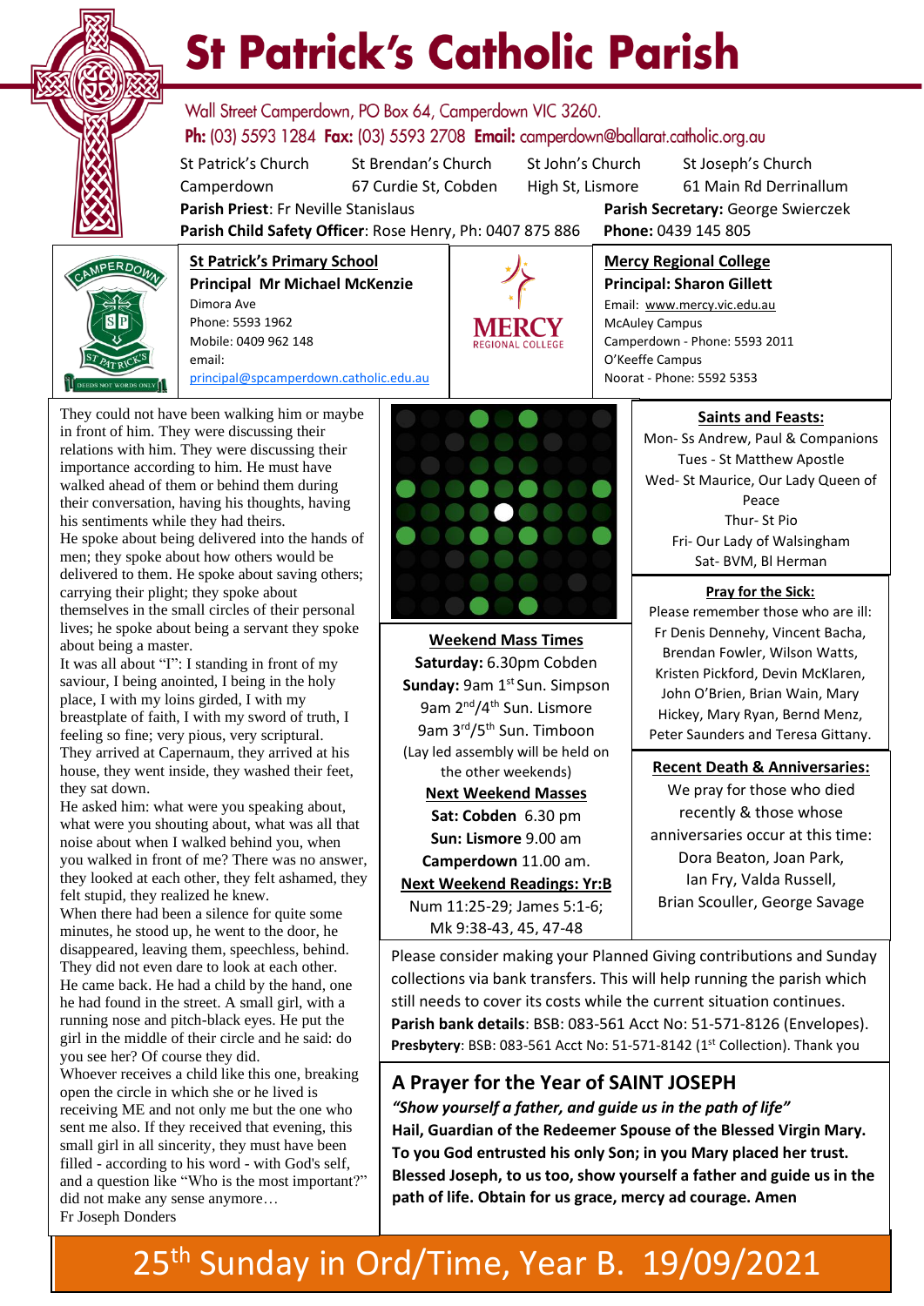# St Patrick's Catholic Parish

Wall Street Camperdown, PO Box 64, Camperdown VIC 3260.
**Ph:** (03) 5593 1284 **Fax:** (03) 5593 2708 **Email:** camperdown@ballarat.catholic.org.au

St Patrick's Church Camperdown | St Brendan's Church 67 Curdie St, Cobden | St John's Church High St, Lismore | St Joseph's Church 61 Main Rd Derrinallum

**Parish Priest**: Fr Neville Stanislaus
**Parish Secretary:** George Swierczek
**Parish Child Safety Officer**: Rose Henry, Ph: 0407 875 886
**Phone:** 0439 145 805

**St Patrick's Primary School**
**Principal Mr Michael McKenzie**
Dimora Ave
Phone: 5593 1962
Mobile: 0409 962 148
email:
principal@spcamperdown.catholic.edu.au

**Mercy Regional College**
**Principal: Sharon Gillett**
Email: www.mercy.vic.edu.au
McAuley Campus
Camperdown - Phone: 5593 2011
O'Keeffe Campus
Noorat - Phone: 5592 5353

They could not have been walking him or maybe in front of him. They were discussing their relations with him. They were discussing their importance according to him. He must have walked ahead of them or behind them during their conversation, having his thoughts, having his sentiments while they had theirs.
He spoke about being delivered into the hands of men; they spoke about how others would be delivered to them. He spoke about saving others; carrying their plight; they spoke about themselves in the small circles of their personal lives; he spoke about being a servant they spoke about being a master.
It was all about "I": I standing in front of my saviour, I being anointed, I being in the holy place, I with my loins girded, I with my breastplate of faith, I with my sword of truth, I feeling so fine; very pious, very scriptural.
They arrived at Capernaum, they arrived at his house, they went inside, they washed their feet, they sat down.
He asked him: what were you speaking about, what were you shouting about, what was all that noise about when I walked behind you, when you walked in front of me? There was no answer, they looked at each other, they felt ashamed, they felt stupid, they realized he knew.
When there had been a silence for quite some minutes, he stood up, he went to the door, he disappeared, leaving them, speechless, behind. They did not even dare to look at each other.
He came back. He had a child by the hand, one he had found in the street. A small girl, with a running nose and pitch-black eyes. He put the girl in the middle of their circle and he said: do you see her? Of course they did.
Whoever receives a child like this one, breaking open the circle in which she or he lived is receiving ME and not only me but the one who sent me also. If they received that evening, this small girl in all sincerity, they must have been filled - according to his word - with God's self, and a question like "Who is the most important?" did not make any sense anymore…
Fr Joseph Donders

**Weekend Mass Times**
**Saturday:** 6.30pm Cobden
**Sunday:** 9am 1st Sun. Simpson
9am 2nd/4th Sun. Lismore
9am 3rd/5th Sun. Timboon
(Lay led assembly will be held on the other weekends)

**Next Weekend Masses**
**Sat: Cobden** 6.30 pm
**Sun: Lismore** 9.00 am
**Camperdown** 11.00 am.

**Next Weekend Readings: Yr:B**
Num 11:25-29; James 5:1-6; Mk 9:38-43, 45, 47-48

**Saints and Feasts:**
Mon- Ss Andrew, Paul & Companions
Tues - St Matthew Apostle
Wed- St Maurice, Our Lady Queen of Peace
Thur- St Pio
Fri- Our Lady of Walsingham
Sat- BVM, Bl Herman

**Pray for the Sick:**
Please remember those who are ill: Fr Denis Dennehy, Vincent Bacha, Brendan Fowler, Wilson Watts, Kristen Pickford, Devin McKlaren, John O'Brien, Brian Wain, Mary Hickey, Mary Ryan, Bernd Menz, Peter Saunders and Teresa Gittany.

**Recent Death & Anniversaries:**
We pray for those who died recently & those whose anniversaries occur at this time: Dora Beaton, Joan Park, Ian Fry, Valda Russell, Brian Scouller, George Savage

Please consider making your Planned Giving contributions and Sunday collections via bank transfers. This will help running the parish which still needs to cover its costs while the current situation continues.
**Parish bank details**: BSB: 083-561 Acct No: 51-571-8126 (Envelopes).
**Presbytery**: BSB: 083-561 Acct No: 51-571-8142 (1st Collection). Thank you

## A Prayer for the Year of SAINT JOSEPH

***"Show yourself a father, and guide us in the path of life"***
**Hail, Guardian of the Redeemer Spouse of the Blessed Virgin Mary. To you God entrusted his only Son; in you Mary placed her trust. Blessed Joseph, to us too, show yourself a father and guide us in the path of life. Obtain for us grace, mercy ad courage. Amen**

## 25th Sunday in Ord/Time, Year B. 19/09/2021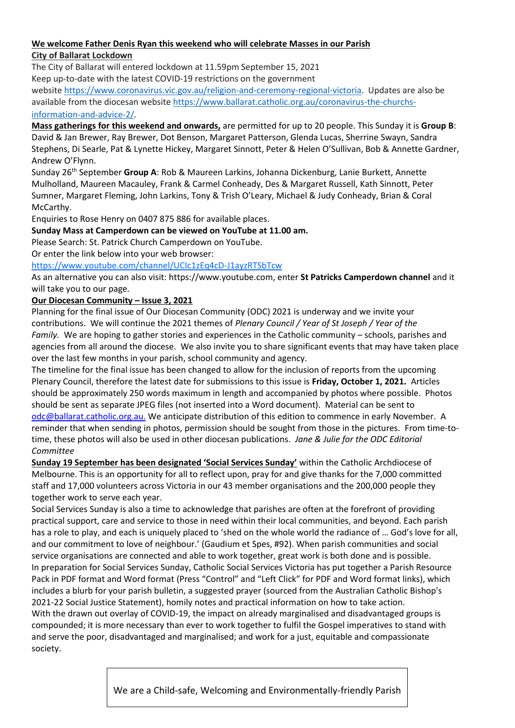**We welcome Father Denis Ryan this weekend who will celebrate Masses in our Parish**

**City of Ballarat Lockdown**

The City of Ballarat will entered lockdown at 11.59pm September 15, 2021

Keep up-to-date with the latest COVID-19 restrictions on the government website https://www.coronavirus.vic.gov.au/religion-and-ceremony-regional-victoria. Updates are also be available from the diocesan website https://www.ballarat.catholic.org.au/coronavirus-the-churchs-information-and-advice-2/.

**Mass gatherings for this weekend and onwards,** are permitted for up to 20 people. This Sunday it is **Group B**: David & Jan Brewer, Ray Brewer, Dot Benson, Margaret Patterson, Glenda Lucas, Sherrine Swayn, Sandra Stephens, Di Searle, Pat & Lynette Hickey, Margaret Sinnott, Peter & Helen O'Sullivan, Bob & Annette Gardner, Andrew O'Flynn.

Sunday 26th September **Group A**: Rob & Maureen Larkins, Johanna Dickenburg, Lanie Burkett, Annette Mulholland, Maureen Macauley, Frank & Carmel Conheady, Des & Margaret Russell, Kath Sinnott, Peter Sumner, Margaret Fleming, John Larkins, Tony & Trish O'Leary, Michael & Judy Conheady, Brian & Coral McCarthy.

Enquiries to Rose Henry on 0407 875 886 for available places.

**Sunday Mass at Camperdown can be viewed on YouTube at 11.00 am.**

Please Search: St. Patrick Church Camperdown on YouTube.

Or enter the link below into your web browser:

https://www.youtube.com/channel/UCIc1zEq4cD-J1ayzRTSbTcw

As an alternative you can also visit: https://www.youtube.com, enter **St Patricks Camperdown channel** and it will take you to our page.

**Our Diocesan Community – Issue 3, 2021**

Planning for the final issue of Our Diocesan Community (ODC) 2021 is underway and we invite your contributions. We will continue the 2021 themes of *Plenary Council / Year of St Joseph / Year of the Family.* We are hoping to gather stories and experiences in the Catholic community – schools, parishes and agencies from all around the diocese. We also invite you to share significant events that may have taken place over the last few months in your parish, school community and agency.

The timeline for the final issue has been changed to allow for the inclusion of reports from the upcoming Plenary Council, therefore the latest date for submissions to this issue is **Friday, October 1, 2021.** Articles should be approximately 250 words maximum in length and accompanied by photos where possible. Photos should be sent as separate JPEG files (not inserted into a Word document). Material can be sent to odc@ballarat.catholic.org.au. We anticipate distribution of this edition to commence in early November. A reminder that when sending in photos, permission should be sought from those in the pictures. From time-to-time, these photos will also be used in other diocesan publications. *Jane & Julie for the ODC Editorial Committee*

**Sunday 19 September has been designated 'Social Services Sunday'** within the Catholic Archdiocese of Melbourne. This is an opportunity for all to reflect upon, pray for and give thanks for the 7,000 committed staff and 17,000 volunteers across Victoria in our 43 member organisations and the 200,000 people they together work to serve each year.

Social Services Sunday is also a time to acknowledge that parishes are often at the forefront of providing practical support, care and service to those in need within their local communities, and beyond. Each parish has a role to play, and each is uniquely placed to 'shed on the whole world the radiance of … God's love for all, and our commitment to love of neighbour.' (Gaudium et Spes, #92). When parish communities and social service organisations are connected and able to work together, great work is both done and is possible.

In preparation for Social Services Sunday, Catholic Social Services Victoria has put together a Parish Resource Pack in PDF format and Word format (Press "Control" and "Left Click" for PDF and Word format links), which includes a blurb for your parish bulletin, a suggested prayer (sourced from the Australian Catholic Bishop's 2021-22 Social Justice Statement), homily notes and practical information on how to take action.

With the drawn out overlay of COVID-19, the impact on already marginalised and disadvantaged groups is compounded; it is more necessary than ever to work together to fulfil the Gospel imperatives to stand with and serve the poor, disadvantaged and marginalised; and work for a just, equitable and compassionate society.

We are a Child-safe, Welcoming and Environmentally-friendly Parish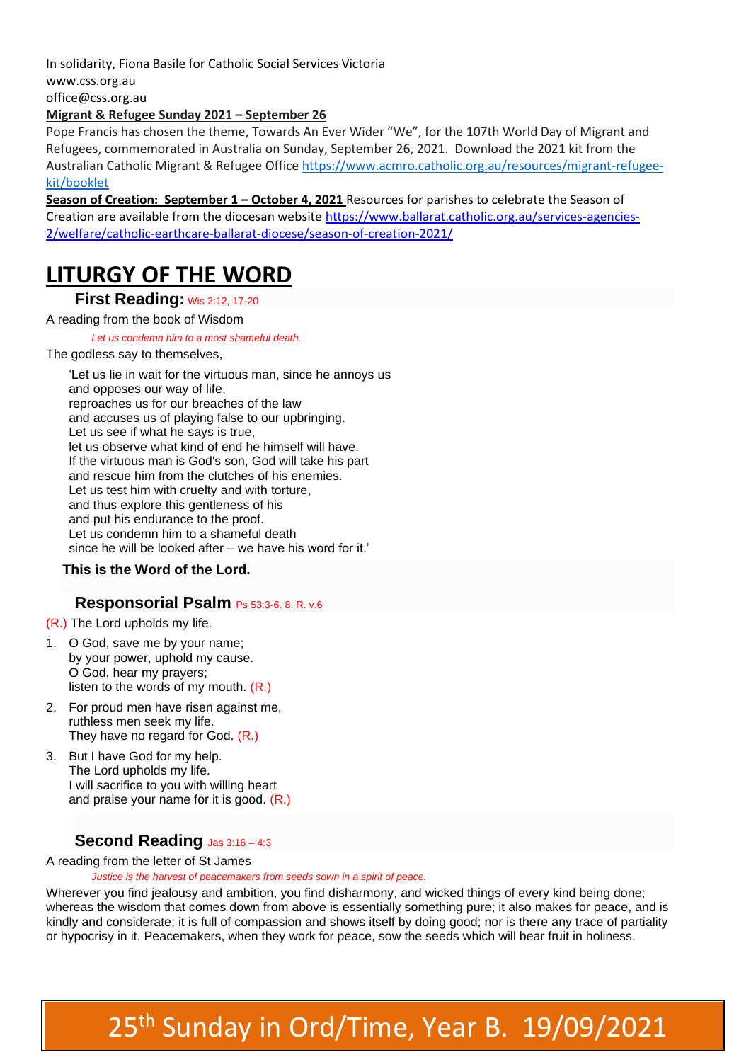In solidarity, Fiona Basile for Catholic Social Services Victoria
www.css.org.au
office@css.org.au

**Migrant & Refugee Sunday 2021 – September 26**

Pope Francis has chosen the theme, Towards An Ever Wider "We", for the 107th World Day of Migrant and Refugees, commemorated in Australia on Sunday, September 26, 2021. Download the 2021 kit from the Australian Catholic Migrant & Refugee Office https://www.acmro.catholic.org.au/resources/migrant-refugee-kit/booklet

**Season of Creation: September 1 – October 4, 2021** Resources for parishes to celebrate the Season of Creation are available from the diocesan website https://www.ballarat.catholic.org.au/services-agencies-2/welfare/catholic-earthcare-ballarat-diocese/season-of-creation-2021/

# LITURGY OF THE WORD

## First Reading: Wis 2:12, 17-20

A reading from the book of Wisdom

*Let us condemn him to a most shameful death.*

The godless say to themselves,

'Let us lie in wait for the virtuous man, since he annoys us
and opposes our way of life,
reproaches us for our breaches of the law
and accuses us of playing false to our upbringing.
Let us see if what he says is true,
let us observe what kind of end he himself will have.
If the virtuous man is God's son, God will take his part
and rescue him from the clutches of his enemies.
Let us test him with cruelty and with torture,
and thus explore this gentleness of his
and put his endurance to the proof.
Let us condemn him to a shameful death
since he will be looked after – we have his word for it.'

**This is the Word of the Lord.**

## Responsorial Psalm Ps 53:3-6. 8. R. v.6

(R.) The Lord upholds my life.

1. O God, save me by your name;
   by your power, uphold my cause.
   O God, hear my prayers;
   listen to the words of my mouth. (R.)
2. For proud men have risen against me,
   ruthless men seek my life.
   They have no regard for God. (R.)
3. But I have God for my help.
   The Lord upholds my life.
   I will sacrifice to you with willing heart
   and praise your name for it is good. (R.)

## Second Reading Jas 3:16 – 4:3

A reading from the letter of St James

*Justice is the harvest of peacemakers from seeds sown in a spirit of peace.*

Wherever you find jealousy and ambition, you find disharmony, and wicked things of every kind being done; whereas the wisdom that comes down from above is essentially something pure; it also makes for peace, and is kindly and considerate; it is full of compassion and shows itself by doing good; nor is there any trace of partiality or hypocrisy in it. Peacemakers, when they work for peace, sow the seeds which will bear fruit in holiness.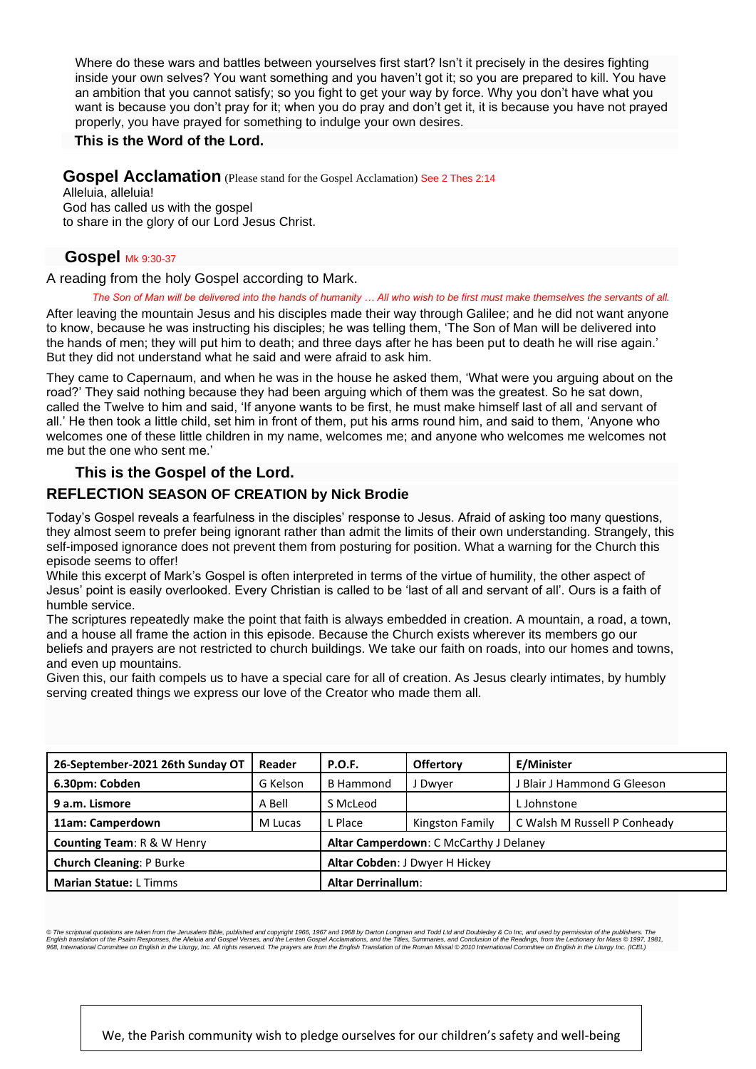Where do these wars and battles between yourselves first start? Isn't it precisely in the desires fighting inside your own selves? You want something and you haven't got it; so you are prepared to kill. You have an ambition that you cannot satisfy; so you fight to get your way by force. Why you don't have what you want is because you don't pray for it; when you do pray and don't get it, it is because you have not prayed properly, you have prayed for something to indulge your own desires.

**This is the Word of the Lord.**

## Gospel Acclamation (Please stand for the Gospel Acclamation) See 2 Thes 2:14

Alleluia, alleluia!
God has called us with the gospel
to share in the glory of our Lord Jesus Christ.

## Gospel Mk 9:30-37

A reading from the holy Gospel according to Mark.

*The Son of Man will be delivered into the hands of humanity … All who wish to be first must make themselves the servants of all.*

After leaving the mountain Jesus and his disciples made their way through Galilee; and he did not want anyone to know, because he was instructing his disciples; he was telling them, 'The Son of Man will be delivered into the hands of men; they will put him to death; and three days after he has been put to death he will rise again.' But they did not understand what he said and were afraid to ask him.

They came to Capernaum, and when he was in the house he asked them, 'What were you arguing about on the road?' They said nothing because they had been arguing which of them was the greatest. So he sat down, called the Twelve to him and said, 'If anyone wants to be first, he must make himself last of all and servant of all.' He then took a little child, set him in front of them, put his arms round him, and said to them, 'Anyone who welcomes one of these little children in my name, welcomes me; and anyone who welcomes me welcomes not me but the one who sent me.'

**This is the Gospel of the Lord.**

## REFLECTION SEASON OF CREATION by Nick Brodie

Today's Gospel reveals a fearfulness in the disciples' response to Jesus. Afraid of asking too many questions, they almost seem to prefer being ignorant rather than admit the limits of their own understanding. Strangely, this self-imposed ignorance does not prevent them from posturing for position. What a warning for the Church this episode seems to offer!

While this excerpt of Mark's Gospel is often interpreted in terms of the virtue of humility, the other aspect of Jesus' point is easily overlooked. Every Christian is called to be 'last of all and servant of all'. Ours is a faith of humble service.

The scriptures repeatedly make the point that faith is always embedded in creation. A mountain, a road, a town, and a house all frame the action in this episode. Because the Church exists wherever its members go our beliefs and prayers are not restricted to church buildings. We take our faith on roads, into our homes and towns, and even up mountains.

Given this, our faith compels us to have a special care for all of creation. As Jesus clearly intimates, by humbly serving created things we express our love of the Creator who made them all.

| 26-September-2021 26th Sunday OT | Reader | P.O.F. | Offertory | E/Minister |
|---|---|---|---|---|
| 6.30pm: Cobden | G Kelson | B Hammond | J Dwyer | J Blair J Hammond G Gleeson |
| 9 a.m. Lismore | A Bell | S McLeod | | L Johnstone |
| 11am: Camperdown | M Lucas | L Place | Kingston Family | C Walsh M Russell P Conheady |
| **Counting Team**: R & W Henry | | **Altar Camperdown**: C McCarthy J Delaney | | |
| **Church Cleaning**: P Burke | | **Altar Cobden**: J Dwyer H Hickey | | |
| **Marian Statue:** L Timms | | **Altar Derrinallum**: | | |

*© The scriptural quotations are taken from the Jerusalem Bible, published and copyright 1966, 1967 and 1968 by Darton Longman and Todd Ltd and Doubleday & Co Inc, and used by permission of the publishers. The English translation of the Psalm Responses, the Alleluia and Gospel Verses, and the Lenten Gospel Acclamations, and the Titles, Summaries, and Conclusion of the Readings, from the Lectionary for Mass © 1997, 1981, 968, International Committee on English in the Liturgy, Inc. All rights reserved. The prayers are from the English Translation of the Roman Missal © 2010 International Committee on English in the Liturgy Inc. (ICEL)*

We, the Parish community wish to pledge ourselves for our children's safety and well-being